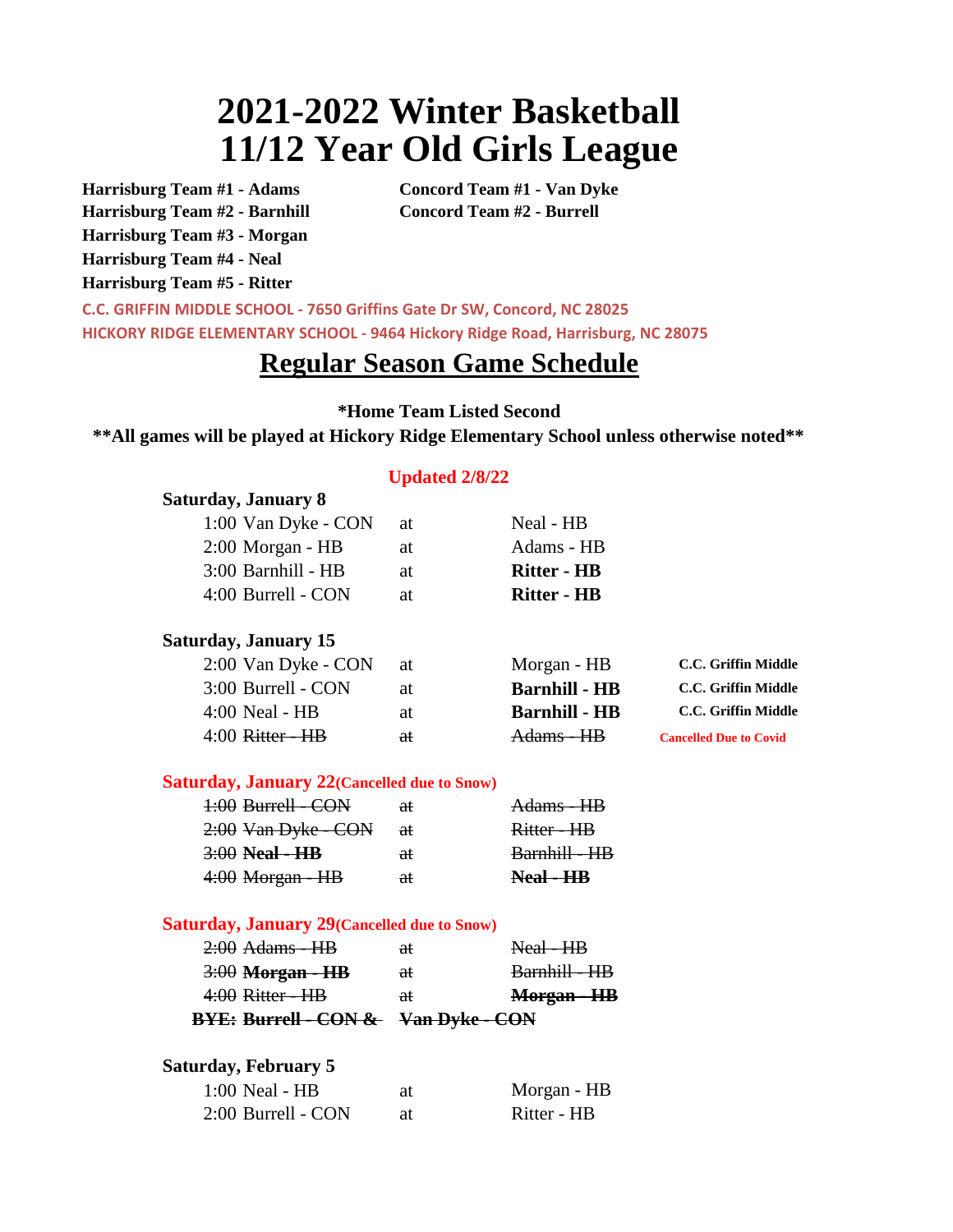# 2021-2022 Winter Basketball
# 11/12 Year Old Girls League

**Harrisburg Team #1 - Adams**
**Harrisburg Team #2 - Barnhill**
**Harrisburg Team #3 - Morgan**
**Harrisburg Team #4 - Neal**
**Harrisburg Team #5 - Ritter**

**Concord Team #1 - Van Dyke**
**Concord Team #2 - Burrell**

**C.C. GRIFFIN MIDDLE SCHOOL - 7650 Griffins Gate Dr SW, Concord, NC 28025**
**HICKORY RIDGE ELEMENTARY SCHOOL - 9464 Hickory Ridge Road, Harrisburg, NC 28075**

## Regular Season Game Schedule

**\*Home Team Listed Second**

**\*\*All games will be played at Hickory Ridge Elementary School unless otherwise noted\*\***

**Updated 2/8/22**

**Saturday, January 8**

| Time | Away | | Home | Notes |
|---|---|---|---|---|
| 1:00 | Van Dyke - CON | at | Neal - HB | |
| 2:00 | Morgan - HB | at | Adams - HB | |
| 3:00 | Barnhill - HB | at | **Ritter - HB** | |
| 4:00 | Burrell - CON | at | **Ritter - HB** | |

**Saturday, January 15**

| Time | Away | | Home | Notes |
|---|---|---|---|---|
| 2:00 | Van Dyke - CON | at | Morgan - HB | **C.C. Griffin Middle** |
| 3:00 | Burrell - CON | at | **Barnhill - HB** | **C.C. Griffin Middle** |
| 4:00 | Neal - HB | at | **Barnhill - HB** | **C.C. Griffin Middle** |
| 4:00 | ~~Ritter - HB~~ | ~~at~~ | ~~Adams - HB~~ | **Cancelled Due to Covid** |

**Saturday, January 22 (Cancelled due to Snow)**

| Time | Away | | Home | Notes |
|---|---|---|---|---|
| ~~1:00~~ | ~~Burrell - CON~~ | ~~at~~ | ~~Adams - HB~~ | |
| ~~2:00~~ | ~~Van Dyke - CON~~ | ~~at~~ | ~~Ritter - HB~~ | |
| ~~3:00~~ | ~~**Neal - HB**~~ | ~~at~~ | ~~Barnhill - HB~~ | |
| ~~4:00~~ | ~~Morgan - HB~~ | ~~at~~ | ~~**Neal - HB**~~ | |

**Saturday, January 29 (Cancelled due to Snow)**

| Time | Away | | Home | Notes |
|---|---|---|---|---|
| ~~2:00~~ | ~~Adams - HB~~ | ~~at~~ | ~~Neal - HB~~ | |
| ~~3:00~~ | ~~**Morgan - HB**~~ | ~~at~~ | ~~Barnhill - HB~~ | |
| ~~4:00~~ | ~~Ritter - HB~~ | ~~at~~ | ~~**Morgan - HB**~~ | |

~~**BYE: Burrell - CON & Van Dyke - CON**~~

**Saturday, February 5**

| Time | Away | | Home | Notes |
|---|---|---|---|---|
| 1:00 | Neal - HB | at | Morgan - HB | |
| 2:00 | Burrell - CON | at | Ritter - HB | |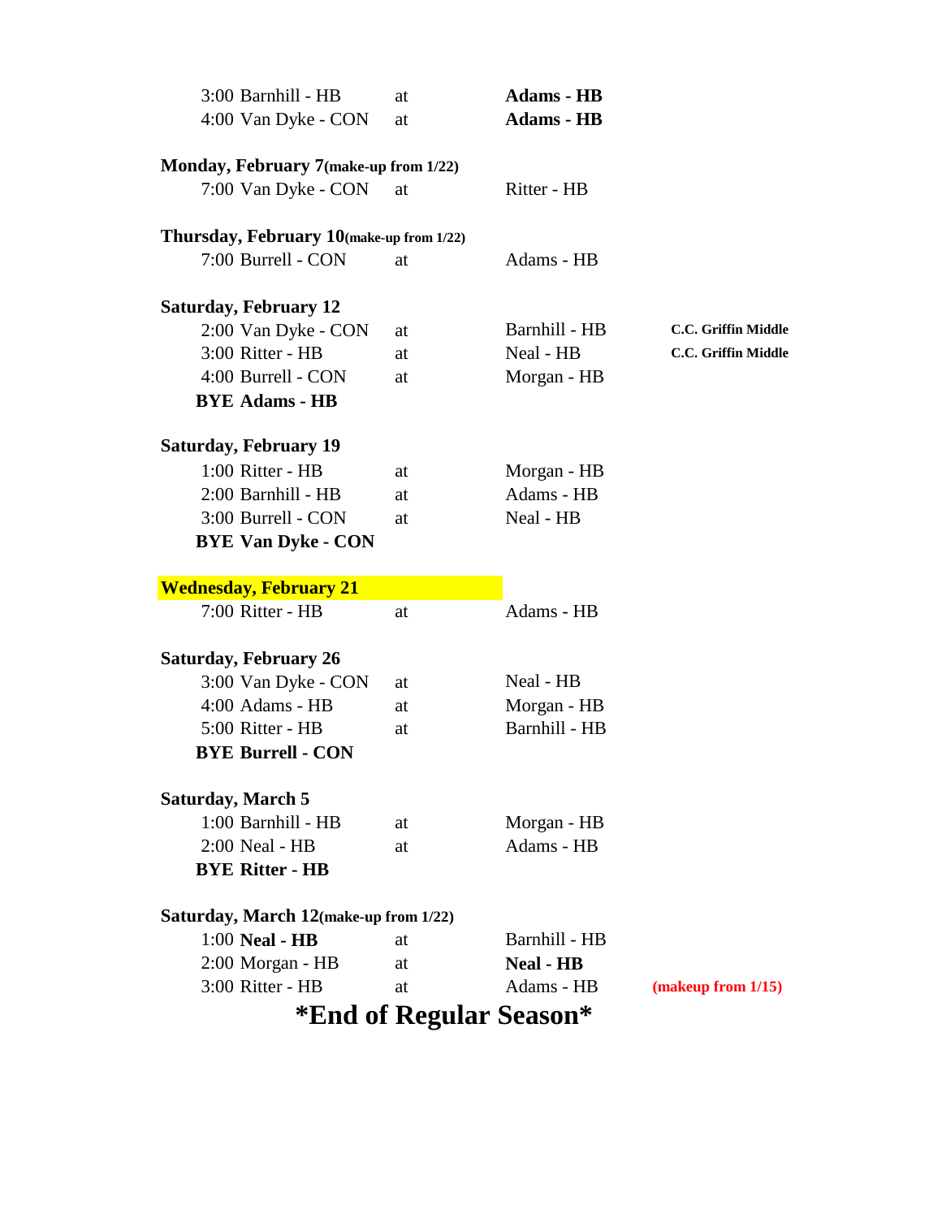| | | | |
|---|---|---|---|
| 3:00 Barnhill - HB | at | **Adams - HB** | |
| 4:00 Van Dyke - CON | at | **Adams - HB** | |

**Monday, February 7(make-up from 1/22)**

| | | | |
|---|---|---|---|
| 7:00 Van Dyke - CON | at | Ritter - HB | |

**Thursday, February 10(make-up from 1/22)**

| | | | |
|---|---|---|---|
| 7:00 Burrell - CON | at | Adams - HB | |

**Saturday, February 12**

| | | | |
|---|---|---|---|
| 2:00 Van Dyke - CON | at | Barnhill - HB | **C.C. Griffin Middle** |
| 3:00 Ritter - HB | at | Neal - HB | **C.C. Griffin Middle** |
| 4:00 Burrell - CON | at | Morgan - HB | |
| **BYE Adams - HB** | | | |

**Saturday, February 19**

| | | | |
|---|---|---|---|
| 1:00 Ritter - HB | at | Morgan - HB | |
| 2:00 Barnhill - HB | at | Adams - HB | |
| 3:00 Burrell - CON | at | Neal - HB | |
| **BYE Van Dyke - CON** | | | |

**Wednesday, February 21**

| | | | |
|---|---|---|---|
| 7:00 Ritter - HB | at | Adams - HB | |

**Saturday, February 26**

| | | | |
|---|---|---|---|
| 3:00 Van Dyke - CON | at | Neal - HB | |
| 4:00 Adams - HB | at | Morgan - HB | |
| 5:00 Ritter - HB | at | Barnhill - HB | |
| **BYE Burrell - CON** | | | |

**Saturday, March 5**

| | | | |
|---|---|---|---|
| 1:00 Barnhill - HB | at | Morgan - HB | |
| 2:00 Neal - HB | at | Adams - HB | |
| **BYE Ritter - HB** | | | |

**Saturday, March 12(make-up from 1/22)**

| | | | |
|---|---|---|---|
| 1:00 **Neal - HB** | at | Barnhill - HB | |
| 2:00 Morgan - HB | at | **Neal - HB** | |
| 3:00 Ritter - HB | at | Adams - HB | **(makeup from 1/15)** |

# *End of Regular Season*